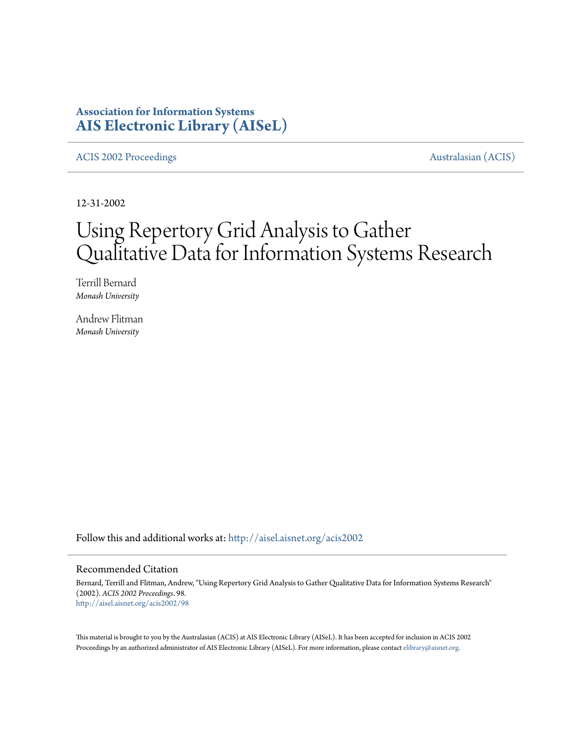**Association for Information Systems**
**AIS Electronic Library (AISeL)**

ACIS 2002 Proceedings | Australasian (ACIS)

12-31-2002

# Using Repertory Grid Analysis to Gather Qualitative Data for Information Systems Research

Terrill Bernard
*Monash University*

Andrew Flitman
*Monash University*

Follow this and additional works at: http://aisel.aisnet.org/acis2002

## Recommended Citation

Bernard, Terrill and Flitman, Andrew, "Using Repertory Grid Analysis to Gather Qualitative Data for Information Systems Research" (2002). *ACIS 2002 Proceedings*. 98.
http://aisel.aisnet.org/acis2002/98

This material is brought to you by the Australasian (ACIS) at AIS Electronic Library (AISeL). It has been accepted for inclusion in ACIS 2002 Proceedings by an authorized administrator of AIS Electronic Library (AISeL). For more information, please contact elibrary@aisnet.org.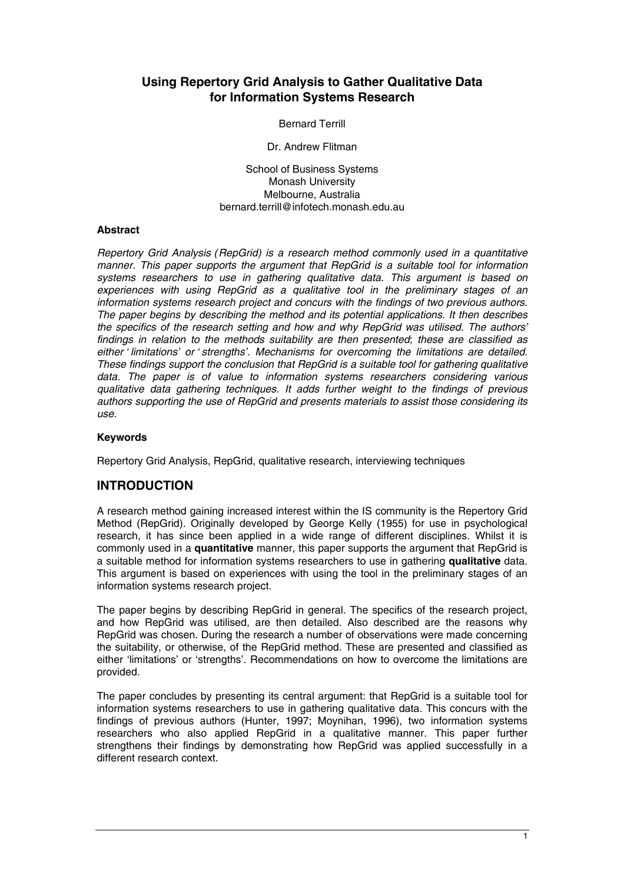# Using Repertory Grid Analysis to Gather Qualitative Data for Information Systems Research

Bernard Terrill

Dr. Andrew Flitman

School of Business Systems
Monash University
Melbourne, Australia
bernard.terrill@infotech.monash.edu.au

### Abstract

*Repertory Grid Analysis (RepGrid) is a research method commonly used in a quantitative manner. This paper supports the argument that RepGrid is a suitable tool for information systems researchers to use in gathering qualitative data. This argument is based on experiences with using RepGrid as a qualitative tool in the preliminary stages of an information systems research project and concurs with the findings of two previous authors. The paper begins by describing the method and its potential applications. It then describes the specifics of the research setting and how and why RepGrid was utilised. The authors' findings in relation to the methods suitability are then presented; these are classified as either 'limitations' or 'strengths'. Mechanisms for overcoming the limitations are detailed. These findings support the conclusion that RepGrid is a suitable tool for gathering qualitative data. The paper is of value to information systems researchers considering various qualitative data gathering techniques. It adds further weight to the findings of previous authors supporting the use of RepGrid and presents materials to assist those considering its use.*

### Keywords

Repertory Grid Analysis, RepGrid, qualitative research, interviewing techniques

## INTRODUCTION

A research method gaining increased interest within the IS community is the Repertory Grid Method (RepGrid). Originally developed by George Kelly (1955) for use in psychological research, it has since been applied in a wide range of different disciplines. Whilst it is commonly used in a **quantitative** manner, this paper supports the argument that RepGrid is a suitable method for information systems researchers to use in gathering **qualitative** data. This argument is based on experiences with using the tool in the preliminary stages of an information systems research project.

The paper begins by describing RepGrid in general. The specifics of the research project, and how RepGrid was utilised, are then detailed. Also described are the reasons why RepGrid was chosen. During the research a number of observations were made concerning the suitability, or otherwise, of the RepGrid method. These are presented and classified as either 'limitations' or 'strengths'. Recommendations on how to overcome the limitations are provided.

The paper concludes by presenting its central argument: that RepGrid is a suitable tool for information systems researchers to use in gathering qualitative data. This concurs with the findings of previous authors (Hunter, 1997; Moynihan, 1996), two information systems researchers who also applied RepGrid in a qualitative manner. This paper further strengthens their findings by demonstrating how RepGrid was applied successfully in a different research context.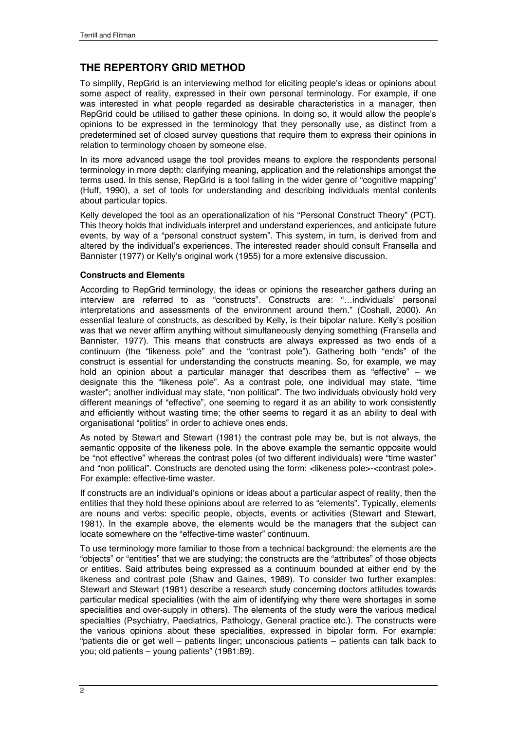## THE REPERTORY GRID METHOD

To simplify, RepGrid is an interviewing method for eliciting people's ideas or opinions about some aspect of reality, expressed in their own personal terminology. For example, if one was interested in what people regarded as desirable characteristics in a manager, then RepGrid could be utilised to gather these opinions. In doing so, it would allow the people's opinions to be expressed in the terminology that they personally use, as distinct from a predetermined set of closed survey questions that require them to express their opinion in relation to terminology chosen by someone else.

In its more advanced usage the tool provides means to explore the respondents personal terminology in more depth: clarifying meaning, application and the relationships amongst the terms used. In this sense, RepGrid is a tool falling in the wider genre of "cognitive mapping" (Huff, 1990), a set of tools for understanding and describing individuals mental contents about particular topics.

Kelly developed the tool as an operationalization of his "Personal Construct Theory" (PCT). This theory holds that individuals interpret and understand experiences, and anticipate future events, by way of a "personal construct system". This system, in turn, is derived from and altered by the individual's experiences. The interested reader should consult Fransella and Bannister (1977) or Kelly's original work (1955) for a more extensive discussion.

### Constructs and Elements

According to RepGrid terminology, the ideas or opinions the researcher gathers during an interview are referred to as "constructs". Constructs are: "…individuals' personal interpretations and assessments of the environment around them." (Coshall, 2000). An essential feature of constructs, as described by Kelly, is their bipolar nature. Kelly's position was that we never affirm anything without simultaneously denying something (Fransella and Bannister, 1977). This means that constructs are always expressed as two ends of a continuum (the "likeness pole" and the "contrast pole"). Gathering both "ends" of the construct is essential for understanding the constructs meaning. So, for example, we may hold an opinion about a particular manager that describes them as "effective" – we designate this the "likeness pole". As a contrast pole, one individual may state, "time waster"; another individual may state, "non political". The two individuals obviously hold very different meanings of "effective", one seeming to regard it as an ability to work consistently and efficiently without wasting time; the other seems to regard it as an ability to deal with organisational "politics" in order to achieve ones ends.

As noted by Stewart and Stewart (1981) the contrast pole may be, but is not always, the semantic opposite of the likeness pole. In the above example the semantic opposite would be "not effective" whereas the contrast poles (of two different individuals) were "time waster" and "non political". Constructs are denoted using the form: <likeness pole>-<contrast pole>. For example: effective-time waster.

If constructs are an individual's opinions or ideas about a particular aspect of reality, then the entities that they hold these opinions about are referred to as "elements". Typically, elements are nouns and verbs: specific people, objects, events or activities (Stewart and Stewart, 1981). In the example above, the elements would be the managers that the subject can locate somewhere on the "effective-time waster" continuum.

To use terminology more familiar to those from a technical background: the elements are the "objects" or "entities" that we are studying; the constructs are the "attributes" of those objects or entities. Said attributes being expressed as a continuum bounded at either end by the likeness and contrast pole (Shaw and Gaines, 1989). To consider two further examples: Stewart and Stewart (1981) describe a research study concerning doctors attitudes towards particular medical specialities (with the aim of identifying why there were shortages in some specialities and over-supply in others). The elements of the study were the various medical specialties (Psychiatry, Paediatrics, Pathology, General practice etc.). The constructs were the various opinions about these specialities, expressed in bipolar form. For example: "patients die or get well – patients linger; unconscious patients – patients can talk back to you; old patients – young patients" (1981:89).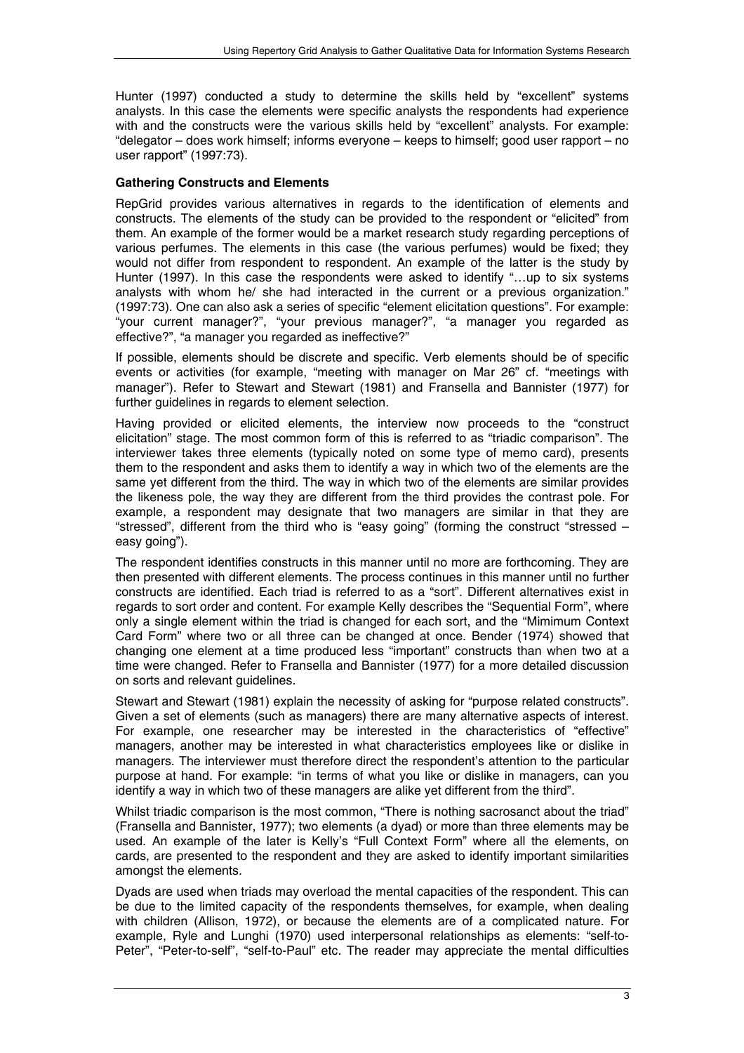Hunter (1997) conducted a study to determine the skills held by "excellent" systems analysts. In this case the elements were specific analysts the respondents had experience with and the constructs were the various skills held by "excellent" analysts. For example: "delegator – does work himself; informs everyone – keeps to himself; good user rapport – no user rapport" (1997:73).

**Gathering Constructs and Elements**

RepGrid provides various alternatives in regards to the identification of elements and constructs. The elements of the study can be provided to the respondent or "elicited" from them. An example of the former would be a market research study regarding perceptions of various perfumes. The elements in this case (the various perfumes) would be fixed; they would not differ from respondent to respondent. An example of the latter is the study by Hunter (1997). In this case the respondents were asked to identify "…up to six systems analysts with whom he/ she had interacted in the current or a previous organization." (1997:73). One can also ask a series of specific "element elicitation questions". For example: "your current manager?", "your previous manager?", "a manager you regarded as effective?", "a manager you regarded as ineffective?"

If possible, elements should be discrete and specific. Verb elements should be of specific events or activities (for example, "meeting with manager on Mar 26" cf. "meetings with manager"). Refer to Stewart and Stewart (1981) and Fransella and Bannister (1977) for further guidelines in regards to element selection.

Having provided or elicited elements, the interview now proceeds to the "construct elicitation" stage. The most common form of this is referred to as "triadic comparison". The interviewer takes three elements (typically noted on some type of memo card), presents them to the respondent and asks them to identify a way in which two of the elements are the same yet different from the third. The way in which two of the elements are similar provides the likeness pole, the way they are different from the third provides the contrast pole. For example, a respondent may designate that two managers are similar in that they are "stressed", different from the third who is "easy going" (forming the construct "stressed – easy going").

The respondent identifies constructs in this manner until no more are forthcoming. They are then presented with different elements. The process continues in this manner until no further constructs are identified. Each triad is referred to as a "sort". Different alternatives exist in regards to sort order and content. For example Kelly describes the "Sequential Form", where only a single element within the triad is changed for each sort, and the "Mimimum Context Card Form" where two or all three can be changed at once. Bender (1974) showed that changing one element at a time produced less "important" constructs than when two at a time were changed. Refer to Fransella and Bannister (1977) for a more detailed discussion on sorts and relevant guidelines.

Stewart and Stewart (1981) explain the necessity of asking for "purpose related constructs". Given a set of elements (such as managers) there are many alternative aspects of interest. For example, one researcher may be interested in the characteristics of "effective" managers, another may be interested in what characteristics employees like or dislike in managers. The interviewer must therefore direct the respondent's attention to the particular purpose at hand. For example: "in terms of what you like or dislike in managers, can you identify a way in which two of these managers are alike yet different from the third".

Whilst triadic comparison is the most common, "There is nothing sacrosanct about the triad" (Fransella and Bannister, 1977); two elements (a dyad) or more than three elements may be used. An example of the later is Kelly's "Full Context Form" where all the elements, on cards, are presented to the respondent and they are asked to identify important similarities amongst the elements.

Dyads are used when triads may overload the mental capacities of the respondent. This can be due to the limited capacity of the respondents themselves, for example, when dealing with children (Allison, 1972), or because the elements are of a complicated nature. For example, Ryle and Lunghi (1970) used interpersonal relationships as elements: "self-to-Peter", "Peter-to-self", "self-to-Paul" etc. The reader may appreciate the mental difficulties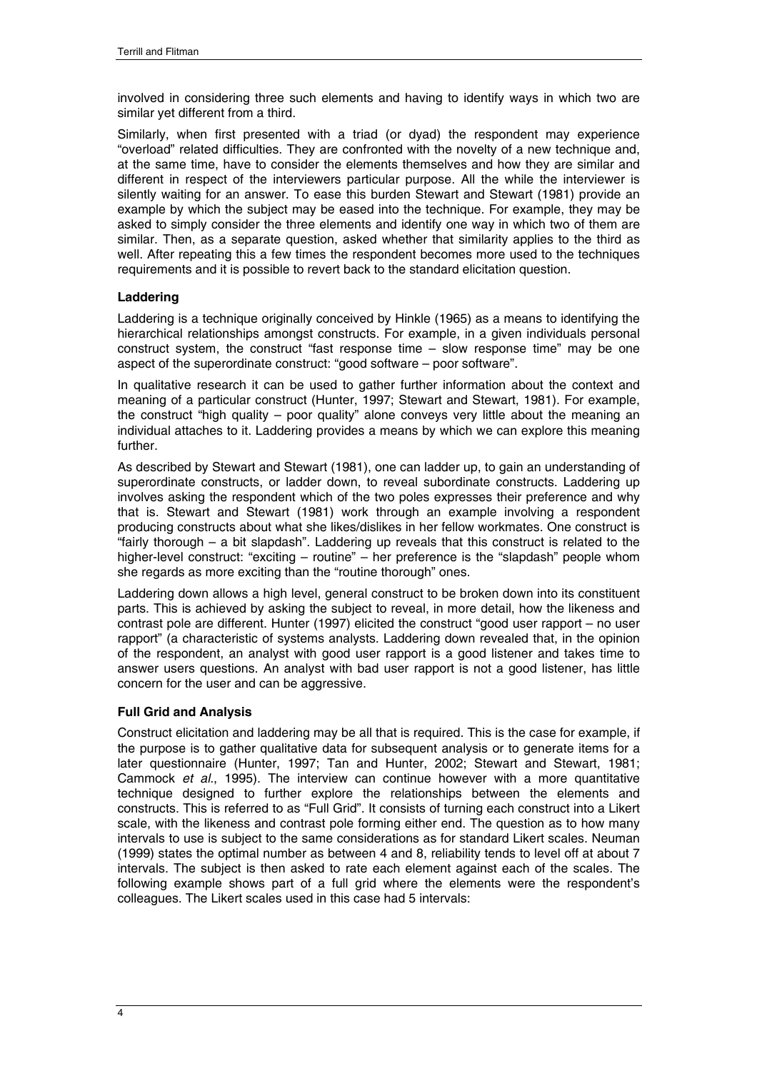involved in considering three such elements and having to identify ways in which two are similar yet different from a third.

Similarly, when first presented with a triad (or dyad) the respondent may experience "overload" related difficulties. They are confronted with the novelty of a new technique and, at the same time, have to consider the elements themselves and how they are similar and different in respect of the interviewers particular purpose. All the while the interviewer is silently waiting for an answer. To ease this burden Stewart and Stewart (1981) provide an example by which the subject may be eased into the technique. For example, they may be asked to simply consider the three elements and identify one way in which two of them are similar. Then, as a separate question, asked whether that similarity applies to the third as well. After repeating this a few times the respondent becomes more used to the techniques requirements and it is possible to revert back to the standard elicitation question.

### Laddering

Laddering is a technique originally conceived by Hinkle (1965) as a means to identifying the hierarchical relationships amongst constructs. For example, in a given individuals personal construct system, the construct "fast response time – slow response time" may be one aspect of the superordinate construct: "good software – poor software".

In qualitative research it can be used to gather further information about the context and meaning of a particular construct (Hunter, 1997; Stewart and Stewart, 1981). For example, the construct "high quality – poor quality" alone conveys very little about the meaning an individual attaches to it. Laddering provides a means by which we can explore this meaning further.

As described by Stewart and Stewart (1981), one can ladder up, to gain an understanding of superordinate constructs, or ladder down, to reveal subordinate constructs. Laddering up involves asking the respondent which of the two poles expresses their preference and why that is. Stewart and Stewart (1981) work through an example involving a respondent producing constructs about what she likes/dislikes in her fellow workmates. One construct is "fairly thorough – a bit slapdash". Laddering up reveals that this construct is related to the higher-level construct: "exciting – routine" – her preference is the "slapdash" people whom she regards as more exciting than the "routine thorough" ones.

Laddering down allows a high level, general construct to be broken down into its constituent parts. This is achieved by asking the subject to reveal, in more detail, how the likeness and contrast pole are different. Hunter (1997) elicited the construct "good user rapport – no user rapport" (a characteristic of systems analysts. Laddering down revealed that, in the opinion of the respondent, an analyst with good user rapport is a good listener and takes time to answer users questions. An analyst with bad user rapport is not a good listener, has little concern for the user and can be aggressive.

### Full Grid and Analysis

Construct elicitation and laddering may be all that is required. This is the case for example, if the purpose is to gather qualitative data for subsequent analysis or to generate items for a later questionnaire (Hunter, 1997; Tan and Hunter, 2002; Stewart and Stewart, 1981; Cammock *et al*., 1995). The interview can continue however with a more quantitative technique designed to further explore the relationships between the elements and constructs. This is referred to as "Full Grid". It consists of turning each construct into a Likert scale, with the likeness and contrast pole forming either end. The question as to how many intervals to use is subject to the same considerations as for standard Likert scales. Neuman (1999) states the optimal number as between 4 and 8, reliability tends to level off at about 7 intervals. The subject is then asked to rate each element against each of the scales. The following example shows part of a full grid where the elements were the respondent's colleagues. The Likert scales used in this case had 5 intervals: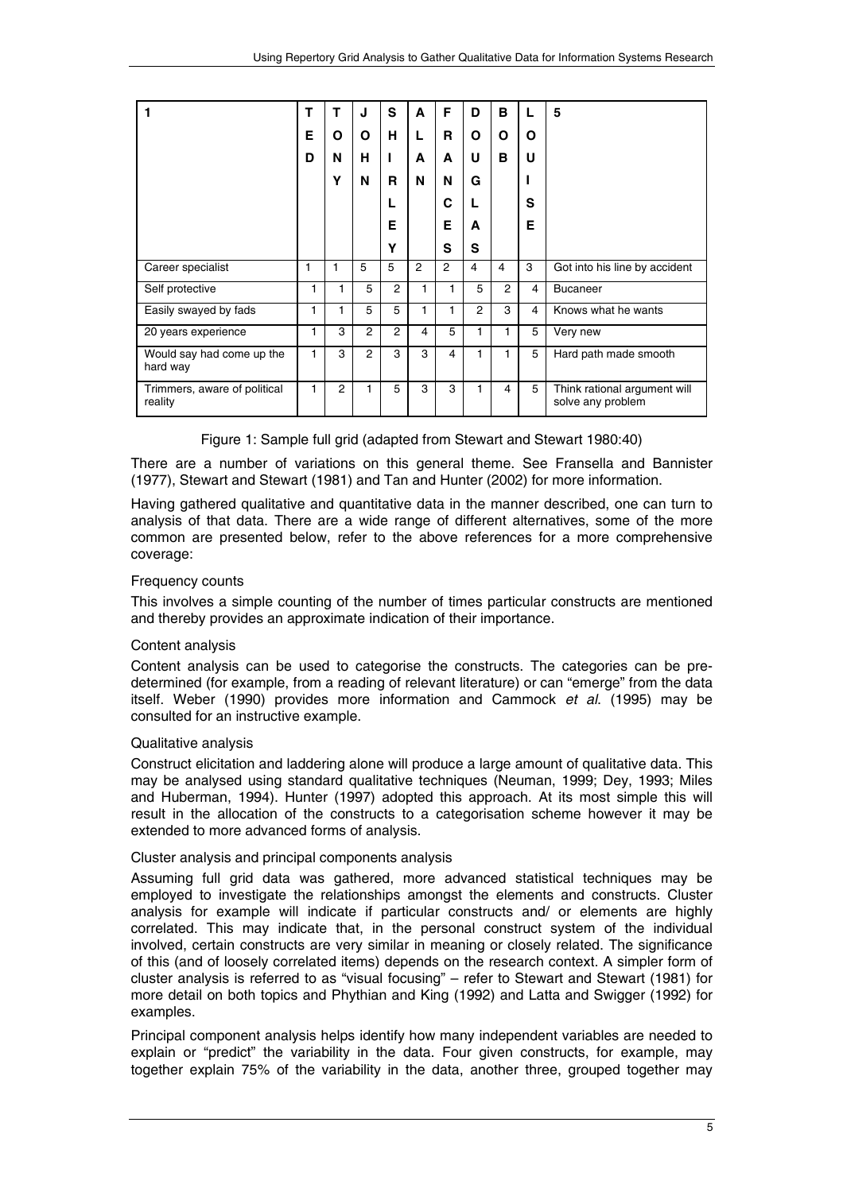| 1 | TED | TONY | JOHN | SHIRLEY | ALAN | FRANCES | DOUGLAS | BOB | LOUISE | 5 |
|---|---|---|---|---|---|---|---|---|---|---|
| Career specialist | 1 | 1 | 5 | 5 | 2 | 2 | 4 | 4 | 3 | Got into his line by accident |
| Self protective | 1 | 1 | 5 | 2 | 1 | 1 | 5 | 2 | 4 | Bucaneer |
| Easily swayed by fads | 1 | 1 | 5 | 5 | 1 | 1 | 2 | 3 | 4 | Knows what he wants |
| 20 years experience | 1 | 3 | 2 | 2 | 4 | 5 | 1 | 1 | 5 | Very new |
| Would say had come up the hard way | 1 | 3 | 2 | 3 | 3 | 4 | 1 | 1 | 5 | Hard path made smooth |
| Trimmers, aware of political reality | 1 | 2 | 1 | 5 | 3 | 3 | 1 | 4 | 5 | Think rational argument will solve any problem |

Figure 1: Sample full grid (adapted from Stewart and Stewart 1980:40)

There are a number of variations on this general theme. See Fransella and Bannister (1977), Stewart and Stewart (1981) and Tan and Hunter (2002) for more information.

Having gathered qualitative and quantitative data in the manner described, one can turn to analysis of that data. There are a wide range of different alternatives, some of the more common are presented below, refer to the above references for a more comprehensive coverage:

### Frequency counts

This involves a simple counting of the number of times particular constructs are mentioned and thereby provides an approximate indication of their importance.

### Content analysis

Content analysis can be used to categorise the constructs. The categories can be pre-determined (for example, from a reading of relevant literature) or can "emerge" from the data itself. Weber (1990) provides more information and Cammock *et al.* (1995) may be consulted for an instructive example.

### Qualitative analysis

Construct elicitation and laddering alone will produce a large amount of qualitative data. This may be analysed using standard qualitative techniques (Neuman, 1999; Dey, 1993; Miles and Huberman, 1994). Hunter (1997) adopted this approach. At its most simple this will result in the allocation of the constructs to a categorisation scheme however it may be extended to more advanced forms of analysis.

### Cluster analysis and principal components analysis

Assuming full grid data was gathered, more advanced statistical techniques may be employed to investigate the relationships amongst the elements and constructs. Cluster analysis for example will indicate if particular constructs and/ or elements are highly correlated. This may indicate that, in the personal construct system of the individual involved, certain constructs are very similar in meaning or closely related. The significance of this (and of loosely correlated items) depends on the research context. A simpler form of cluster analysis is referred to as "visual focusing" – refer to Stewart and Stewart (1981) for more detail on both topics and Phythian and King (1992) and Latta and Swigger (1992) for examples.

Principal component analysis helps identify how many independent variables are needed to explain or "predict" the variability in the data. Four given constructs, for example, may together explain 75% of the variability in the data, another three, grouped together may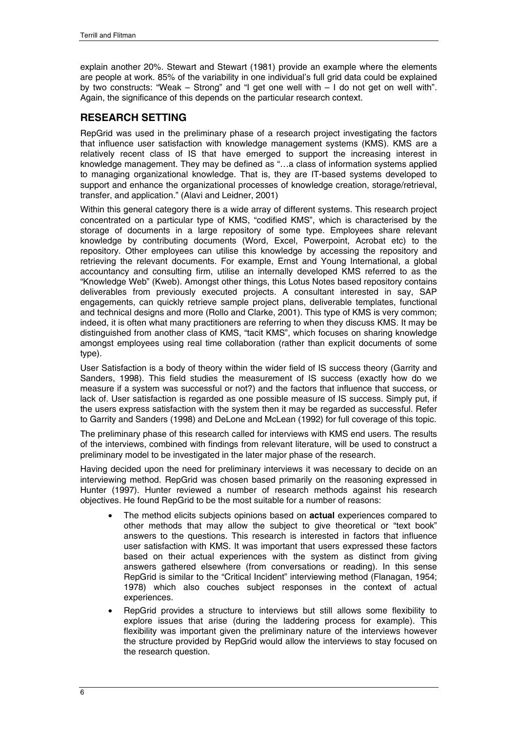explain another 20%. Stewart and Stewart (1981) provide an example where the elements are people at work. 85% of the variability in one individual's full grid data could be explained by two constructs: "Weak – Strong" and "I get one well with – I do not get on well with". Again, the significance of this depends on the particular research context.

## RESEARCH SETTING

RepGrid was used in the preliminary phase of a research project investigating the factors that influence user satisfaction with knowledge management systems (KMS). KMS are a relatively recent class of IS that have emerged to support the increasing interest in knowledge management. They may be defined as "…a class of information systems applied to managing organizational knowledge. That is, they are IT-based systems developed to support and enhance the organizational processes of knowledge creation, storage/retrieval, transfer, and application." (Alavi and Leidner, 2001)

Within this general category there is a wide array of different systems. This research project concentrated on a particular type of KMS, "codified KMS", which is characterised by the storage of documents in a large repository of some type. Employees share relevant knowledge by contributing documents (Word, Excel, Powerpoint, Acrobat etc) to the repository. Other employees can utilise this knowledge by accessing the repository and retrieving the relevant documents. For example, Ernst and Young International, a global accountancy and consulting firm, utilise an internally developed KMS referred to as the "Knowledge Web" (Kweb). Amongst other things, this Lotus Notes based repository contains deliverables from previously executed projects. A consultant interested in say, SAP engagements, can quickly retrieve sample project plans, deliverable templates, functional and technical designs and more (Rollo and Clarke, 2001). This type of KMS is very common; indeed, it is often what many practitioners are referring to when they discuss KMS. It may be distinguished from another class of KMS, "tacit KMS", which focuses on sharing knowledge amongst employees using real time collaboration (rather than explicit documents of some type).

User Satisfaction is a body of theory within the wider field of IS success theory (Garrity and Sanders, 1998). This field studies the measurement of IS success (exactly how do we measure if a system was successful or not?) and the factors that influence that success, or lack of. User satisfaction is regarded as one possible measure of IS success. Simply put, if the users express satisfaction with the system then it may be regarded as successful. Refer to Garrity and Sanders (1998) and DeLone and McLean (1992) for full coverage of this topic.

The preliminary phase of this research called for interviews with KMS end users. The results of the interviews, combined with findings from relevant literature, will be used to construct a preliminary model to be investigated in the later major phase of the research.

Having decided upon the need for preliminary interviews it was necessary to decide on an interviewing method. RepGrid was chosen based primarily on the reasoning expressed in Hunter (1997). Hunter reviewed a number of research methods against his research objectives. He found RepGrid to be the most suitable for a number of reasons:

- The method elicits subjects opinions based on **actual** experiences compared to other methods that may allow the subject to give theoretical or "text book" answers to the questions. This research is interested in factors that influence user satisfaction with KMS. It was important that users expressed these factors based on their actual experiences with the system as distinct from giving answers gathered elsewhere (from conversations or reading). In this sense RepGrid is similar to the "Critical Incident" interviewing method (Flanagan, 1954; 1978) which also couches subject responses in the context of actual experiences.
- RepGrid provides a structure to interviews but still allows some flexibility to explore issues that arise (during the laddering process for example). This flexibility was important given the preliminary nature of the interviews however the structure provided by RepGrid would allow the interviews to stay focused on the research question.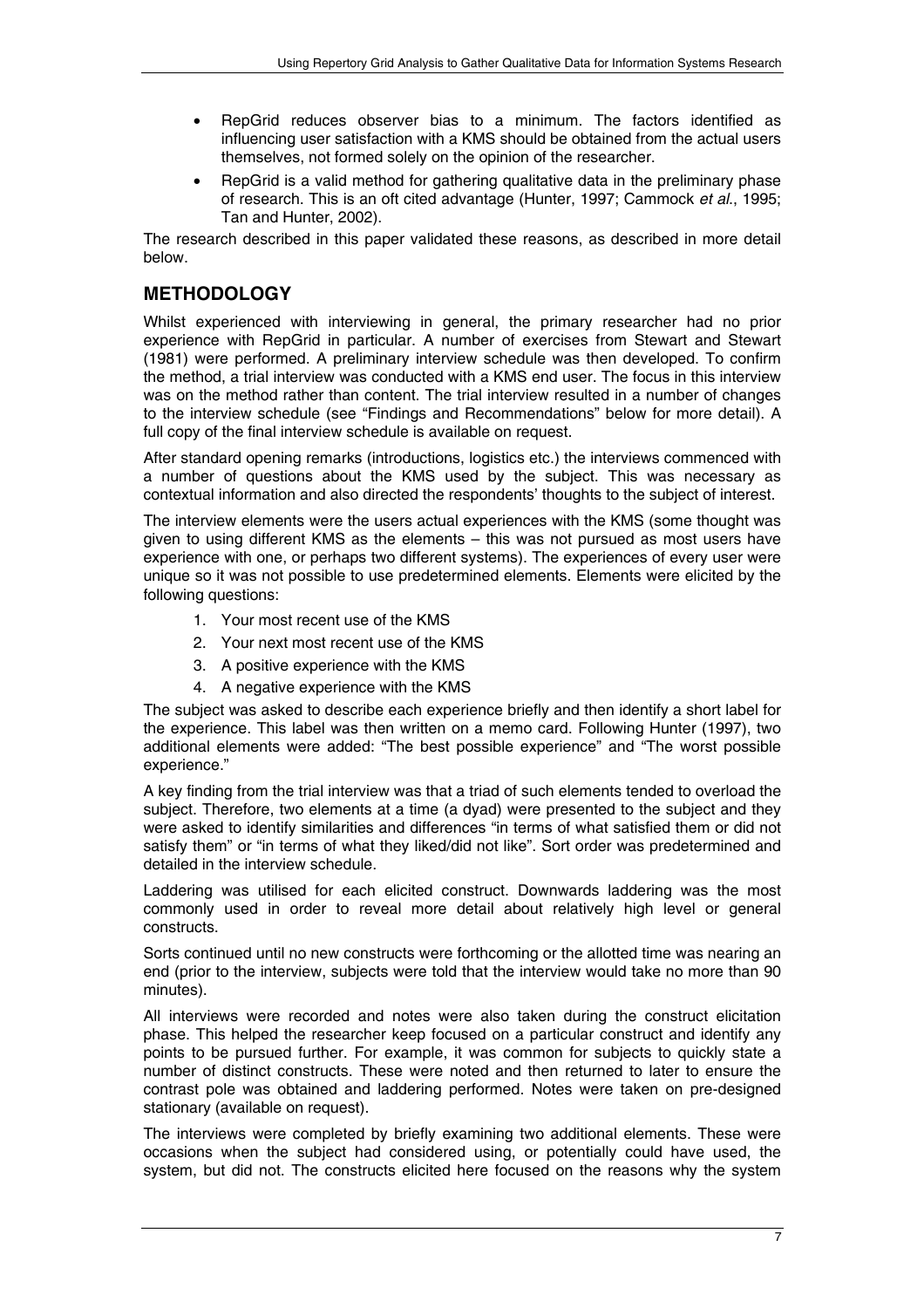- RepGrid reduces observer bias to a minimum. The factors identified as influencing user satisfaction with a KMS should be obtained from the actual users themselves, not formed solely on the opinion of the researcher.
- RepGrid is a valid method for gathering qualitative data in the preliminary phase of research. This is an oft cited advantage (Hunter, 1997; Cammock *et al.*, 1995; Tan and Hunter, 2002).

The research described in this paper validated these reasons, as described in more detail below.

## METHODOLOGY

Whilst experienced with interviewing in general, the primary researcher had no prior experience with RepGrid in particular. A number of exercises from Stewart and Stewart (1981) were performed. A preliminary interview schedule was then developed. To confirm the method, a trial interview was conducted with a KMS end user. The focus in this interview was on the method rather than content. The trial interview resulted in a number of changes to the interview schedule (see "Findings and Recommendations" below for more detail). A full copy of the final interview schedule is available on request.

After standard opening remarks (introductions, logistics etc.) the interviews commenced with a number of questions about the KMS used by the subject. This was necessary as contextual information and also directed the respondents' thoughts to the subject of interest.

The interview elements were the users actual experiences with the KMS (some thought was given to using different KMS as the elements – this was not pursued as most users have experience with one, or perhaps two different systems). The experiences of every user were unique so it was not possible to use predetermined elements. Elements were elicited by the following questions:

1. Your most recent use of the KMS
2. Your next most recent use of the KMS
3. A positive experience with the KMS
4. A negative experience with the KMS

The subject was asked to describe each experience briefly and then identify a short label for the experience. This label was then written on a memo card. Following Hunter (1997), two additional elements were added: "The best possible experience" and "The worst possible experience."

A key finding from the trial interview was that a triad of such elements tended to overload the subject. Therefore, two elements at a time (a dyad) were presented to the subject and they were asked to identify similarities and differences "in terms of what satisfied them or did not satisfy them" or "in terms of what they liked/did not like". Sort order was predetermined and detailed in the interview schedule.

Laddering was utilised for each elicited construct. Downwards laddering was the most commonly used in order to reveal more detail about relatively high level or general constructs.

Sorts continued until no new constructs were forthcoming or the allotted time was nearing an end (prior to the interview, subjects were told that the interview would take no more than 90 minutes).

All interviews were recorded and notes were also taken during the construct elicitation phase. This helped the researcher keep focused on a particular construct and identify any points to be pursued further. For example, it was common for subjects to quickly state a number of distinct constructs. These were noted and then returned to later to ensure the contrast pole was obtained and laddering performed. Notes were taken on pre-designed stationary (available on request).

The interviews were completed by briefly examining two additional elements. These were occasions when the subject had considered using, or potentially could have used, the system, but did not. The constructs elicited here focused on the reasons why the system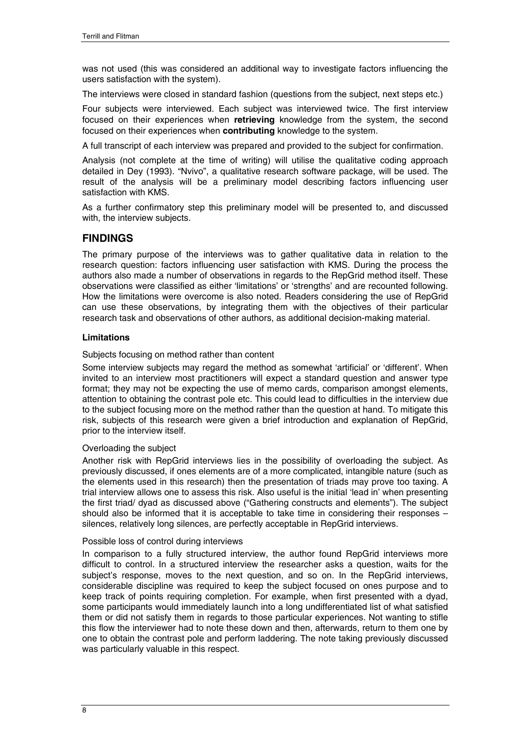was not used (this was considered an additional way to investigate factors influencing the users satisfaction with the system).

The interviews were closed in standard fashion (questions from the subject, next steps etc.)

Four subjects were interviewed. Each subject was interviewed twice. The first interview focused on their experiences when **retrieving** knowledge from the system, the second focused on their experiences when **contributing** knowledge to the system.

A full transcript of each interview was prepared and provided to the subject for confirmation.

Analysis (not complete at the time of writing) will utilise the qualitative coding approach detailed in Dey (1993). "Nvivo", a qualitative research software package, will be used. The result of the analysis will be a preliminary model describing factors influencing user satisfaction with KMS.

As a further confirmatory step this preliminary model will be presented to, and discussed with, the interview subjects.

## FINDINGS

The primary purpose of the interviews was to gather qualitative data in relation to the research question: factors influencing user satisfaction with KMS. During the process the authors also made a number of observations in regards to the RepGrid method itself. These observations were classified as either 'limitations' or 'strengths' and are recounted following. How the limitations were overcome is also noted. Readers considering the use of RepGrid can use these observations, by integrating them with the objectives of their particular research task and observations of other authors, as additional decision-making material.

### Limitations

#### Subjects focusing on method rather than content

Some interview subjects may regard the method as somewhat 'artificial' or 'different'. When invited to an interview most practitioners will expect a standard question and answer type format; they may not be expecting the use of memo cards, comparison amongst elements, attention to obtaining the contrast pole etc. This could lead to difficulties in the interview due to the subject focusing more on the method rather than the question at hand. To mitigate this risk, subjects of this research were given a brief introduction and explanation of RepGrid, prior to the interview itself.

#### Overloading the subject

Another risk with RepGrid interviews lies in the possibility of overloading the subject. As previously discussed, if ones elements are of a more complicated, intangible nature (such as the elements used in this research) then the presentation of triads may prove too taxing. A trial interview allows one to assess this risk. Also useful is the initial 'lead in' when presenting the first triad/ dyad as discussed above ("Gathering constructs and elements"). The subject should also be informed that it is acceptable to take time in considering their responses – silences, relatively long silences, are perfectly acceptable in RepGrid interviews.

#### Possible loss of control during interviews

In comparison to a fully structured interview, the author found RepGrid interviews more difficult to control. In a structured interview the researcher asks a question, waits for the subject's response, moves to the next question, and so on. In the RepGrid interviews, considerable discipline was required to keep the subject focused on ones purpose and to keep track of points requiring completion. For example, when first presented with a dyad, some participants would immediately launch into a long undifferentiated list of what satisfied them or did not satisfy them in regards to those particular experiences. Not wanting to stifle this flow the interviewer had to note these down and then, afterwards, return to them one by one to obtain the contrast pole and perform laddering. The note taking previously discussed was particularly valuable in this respect.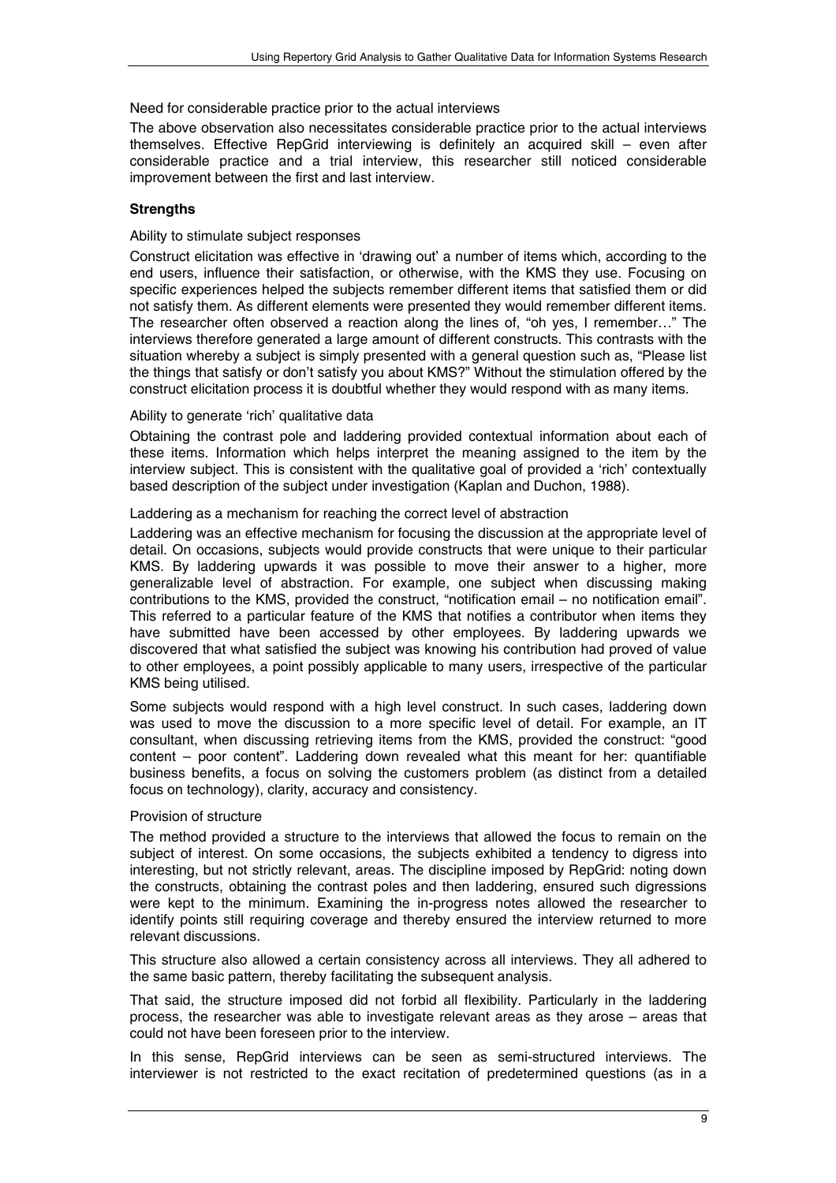Need for considerable practice prior to the actual interviews

The above observation also necessitates considerable practice prior to the actual interviews themselves. Effective RepGrid interviewing is definitely an acquired skill – even after considerable practice and a trial interview, this researcher still noticed considerable improvement between the first and last interview.

### Strengths

Ability to stimulate subject responses

Construct elicitation was effective in 'drawing out' a number of items which, according to the end users, influence their satisfaction, or otherwise, with the KMS they use. Focusing on specific experiences helped the subjects remember different items that satisfied them or did not satisfy them. As different elements were presented they would remember different items. The researcher often observed a reaction along the lines of, "oh yes, I remember…" The interviews therefore generated a large amount of different constructs. This contrasts with the situation whereby a subject is simply presented with a general question such as, "Please list the things that satisfy or don't satisfy you about KMS?" Without the stimulation offered by the construct elicitation process it is doubtful whether they would respond with as many items.

Ability to generate 'rich' qualitative data

Obtaining the contrast pole and laddering provided contextual information about each of these items. Information which helps interpret the meaning assigned to the item by the interview subject. This is consistent with the qualitative goal of provided a 'rich' contextually based description of the subject under investigation (Kaplan and Duchon, 1988).

Laddering as a mechanism for reaching the correct level of abstraction

Laddering was an effective mechanism for focusing the discussion at the appropriate level of detail. On occasions, subjects would provide constructs that were unique to their particular KMS. By laddering upwards it was possible to move their answer to a higher, more generalizable level of abstraction. For example, one subject when discussing making contributions to the KMS, provided the construct, "notification email – no notification email". This referred to a particular feature of the KMS that notifies a contributor when items they have submitted have been accessed by other employees. By laddering upwards we discovered that what satisfied the subject was knowing his contribution had proved of value to other employees, a point possibly applicable to many users, irrespective of the particular KMS being utilised.

Some subjects would respond with a high level construct. In such cases, laddering down was used to move the discussion to a more specific level of detail. For example, an IT consultant, when discussing retrieving items from the KMS, provided the construct: "good content – poor content". Laddering down revealed what this meant for her: quantifiable business benefits, a focus on solving the customers problem (as distinct from a detailed focus on technology), clarity, accuracy and consistency.

Provision of structure

The method provided a structure to the interviews that allowed the focus to remain on the subject of interest. On some occasions, the subjects exhibited a tendency to digress into interesting, but not strictly relevant, areas. The discipline imposed by RepGrid: noting down the constructs, obtaining the contrast poles and then laddering, ensured such digressions were kept to the minimum. Examining the in-progress notes allowed the researcher to identify points still requiring coverage and thereby ensured the interview returned to more relevant discussions.

This structure also allowed a certain consistency across all interviews. They all adhered to the same basic pattern, thereby facilitating the subsequent analysis.

That said, the structure imposed did not forbid all flexibility. Particularly in the laddering process, the researcher was able to investigate relevant areas as they arose – areas that could not have been foreseen prior to the interview.

In this sense, RepGrid interviews can be seen as semi-structured interviews. The interviewer is not restricted to the exact recitation of predetermined questions (as in a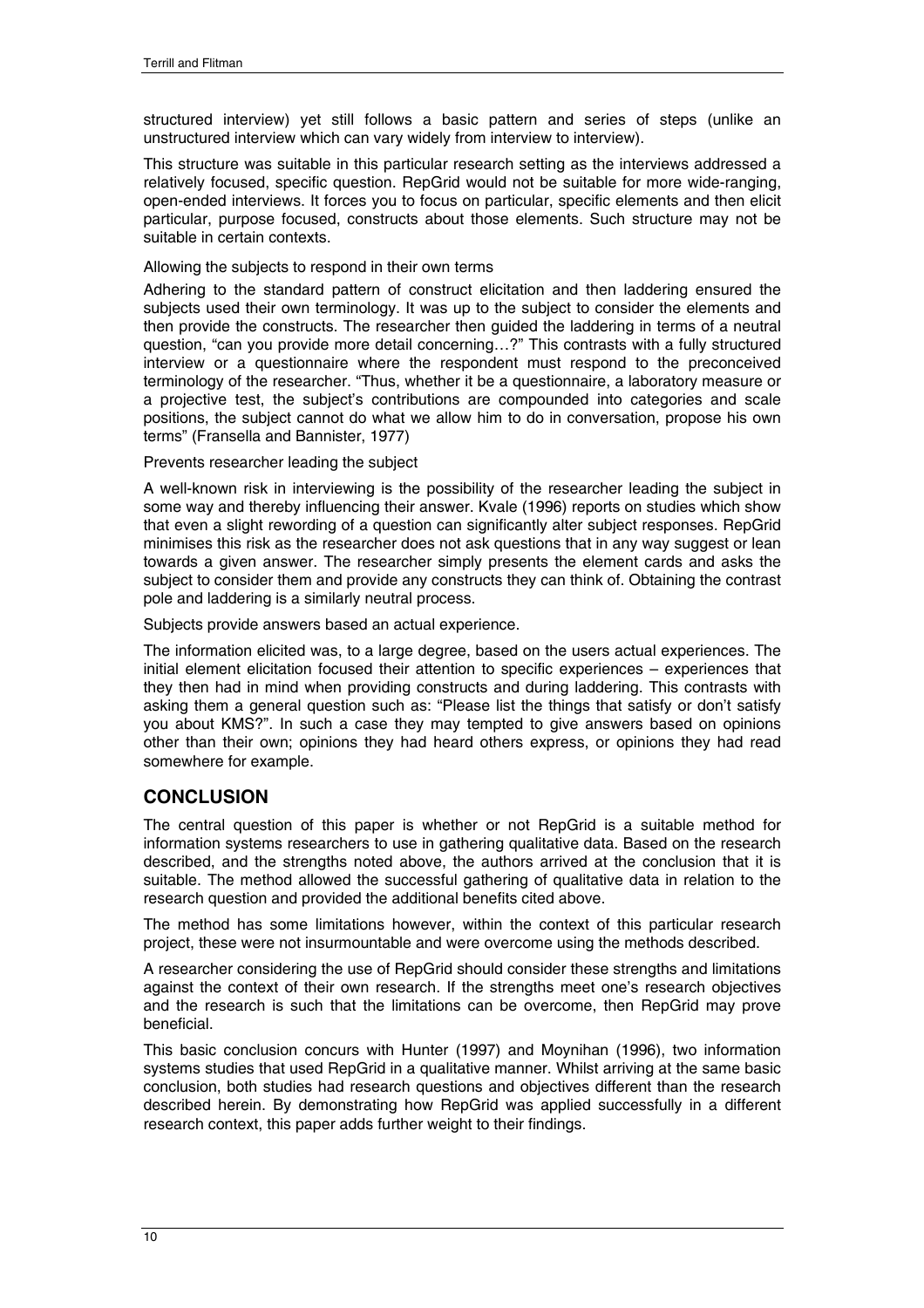structured interview) yet still follows a basic pattern and series of steps (unlike an unstructured interview which can vary widely from interview to interview).

This structure was suitable in this particular research setting as the interviews addressed a relatively focused, specific question. RepGrid would not be suitable for more wide-ranging, open-ended interviews. It forces you to focus on particular, specific elements and then elicit particular, purpose focused, constructs about those elements. Such structure may not be suitable in certain contexts.

Allowing the subjects to respond in their own terms

Adhering to the standard pattern of construct elicitation and then laddering ensured the subjects used their own terminology. It was up to the subject to consider the elements and then provide the constructs. The researcher then guided the laddering in terms of a neutral question, "can you provide more detail concerning…?" This contrasts with a fully structured interview or a questionnaire where the respondent must respond to the preconceived terminology of the researcher. "Thus, whether it be a questionnaire, a laboratory measure or a projective test, the subject's contributions are compounded into categories and scale positions, the subject cannot do what we allow him to do in conversation, propose his own terms" (Fransella and Bannister, 1977)

Prevents researcher leading the subject

A well-known risk in interviewing is the possibility of the researcher leading the subject in some way and thereby influencing their answer. Kvale (1996) reports on studies which show that even a slight rewording of a question can significantly alter subject responses. RepGrid minimises this risk as the researcher does not ask questions that in any way suggest or lean towards a given answer. The researcher simply presents the element cards and asks the subject to consider them and provide any constructs they can think of. Obtaining the contrast pole and laddering is a similarly neutral process.

Subjects provide answers based an actual experience.

The information elicited was, to a large degree, based on the users actual experiences. The initial element elicitation focused their attention to specific experiences – experiences that they then had in mind when providing constructs and during laddering. This contrasts with asking them a general question such as: "Please list the things that satisfy or don't satisfy you about KMS?". In such a case they may tempted to give answers based on opinions other than their own; opinions they had heard others express, or opinions they had read somewhere for example.

## CONCLUSION

The central question of this paper is whether or not RepGrid is a suitable method for information systems researchers to use in gathering qualitative data. Based on the research described, and the strengths noted above, the authors arrived at the conclusion that it is suitable. The method allowed the successful gathering of qualitative data in relation to the research question and provided the additional benefits cited above.

The method has some limitations however, within the context of this particular research project, these were not insurmountable and were overcome using the methods described.

A researcher considering the use of RepGrid should consider these strengths and limitations against the context of their own research. If the strengths meet one's research objectives and the research is such that the limitations can be overcome, then RepGrid may prove beneficial.

This basic conclusion concurs with Hunter (1997) and Moynihan (1996), two information systems studies that used RepGrid in a qualitative manner. Whilst arriving at the same basic conclusion, both studies had research questions and objectives different than the research described herein. By demonstrating how RepGrid was applied successfully in a different research context, this paper adds further weight to their findings.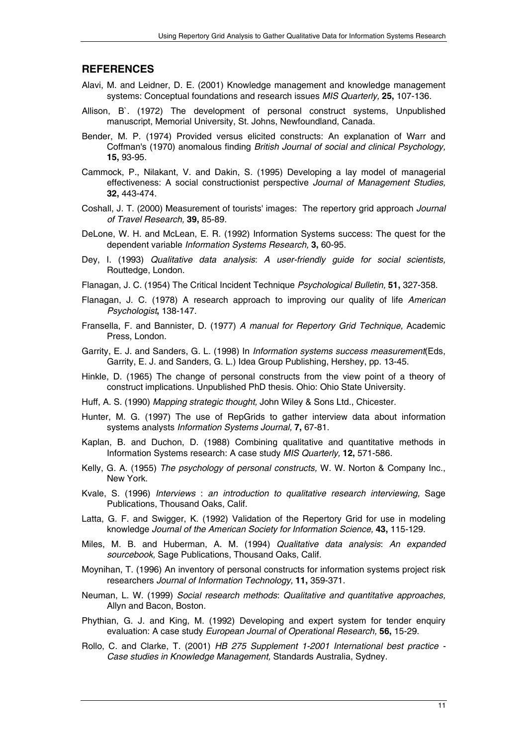## REFERENCES

Alavi, M. and Leidner, D. E. (2001) Knowledge management and knowledge management systems: Conceptual foundations and research issues *MIS Quarterly,* **25,** 107-136.

Allison, B`. (1972) The development of personal construct systems, Unpublished manuscript, Memorial University, St. Johns, Newfoundland, Canada.

Bender, M. P. (1974) Provided versus elicited constructs: An explanation of Warr and Coffman's (1970) anomalous finding *British Journal of social and clinical Psychology,* **15,** 93-95.

Cammock, P., Nilakant, V. and Dakin, S. (1995) Developing a lay model of managerial effectiveness: A social constructionist perspective *Journal of Management Studies,* **32,** 443-474.

Coshall, J. T. (2000) Measurement of tourists' images: The repertory grid approach *Journal of Travel Research,* **39,** 85-89.

DeLone, W. H. and McLean, E. R. (1992) Information Systems success: The quest for the dependent variable *Information Systems Research,* **3,** 60-95.

Dey, I. (1993) *Qualitative data analysis*: *A user-friendly guide for social scientists,* Routtedge, London.

Flanagan, J. C. (1954) The Critical Incident Technique *Psychological Bulletin,* **51,** 327-358.

Flanagan, J. C. (1978) A research approach to improving our quality of life *American Psychologist***,** 138-147.

Fransella, F. and Bannister, D. (1977) *A manual for Repertory Grid Technique,* Academic Press, London.

Garrity, E. J. and Sanders, G. L. (1998) In *Information systems success measurement*(Eds, Garrity, E. J. and Sanders, G. L.) Idea Group Publishing, Hershey, pp. 13-45.

Hinkle, D. (1965) The change of personal constructs from the view point of a theory of construct implications. Unpublished PhD thesis. Ohio: Ohio State University.

Huff, A. S. (1990) *Mapping strategic thought,* John Wiley & Sons Ltd., Chicester.

Hunter, M. G. (1997) The use of RepGrids to gather interview data about information systems analysts *Information Systems Journal,* **7,** 67-81.

Kaplan, B. and Duchon, D. (1988) Combining qualitative and quantitative methods in Information Systems research: A case study *MIS Quarterly,* **12,** 571-586.

Kelly, G. A. (1955) *The psychology of personal constructs,* W. W. Norton & Company Inc., New York.

Kvale, S. (1996) *Interviews* : *an introduction to qualitative research interviewing,* Sage Publications, Thousand Oaks, Calif.

Latta, G. F. and Swigger, K. (1992) Validation of the Repertory Grid for use in modeling knowledge *Journal of the American Society for Information Science,* **43,** 115-129.

Miles, M. B. and Huberman, A. M. (1994) *Qualitative data analysis*: *An expanded sourcebook,* Sage Publications, Thousand Oaks, Calif.

Moynihan, T. (1996) An inventory of personal constructs for information systems project risk researchers *Journal of Information Technology,* **11,** 359-371.

Neuman, L. W. (1999) *Social research methods*: *Qualitative and quantitative approaches,* Allyn and Bacon, Boston.

Phythian, G. J. and King, M. (1992) Developing and expert system for tender enquiry evaluation: A case study *European Journal of Operational Research,* **56,** 15-29.

Rollo, C. and Clarke, T. (2001) *HB 275 Supplement 1-2001 International best practice - Case studies in Knowledge Management,* Standards Australia, Sydney.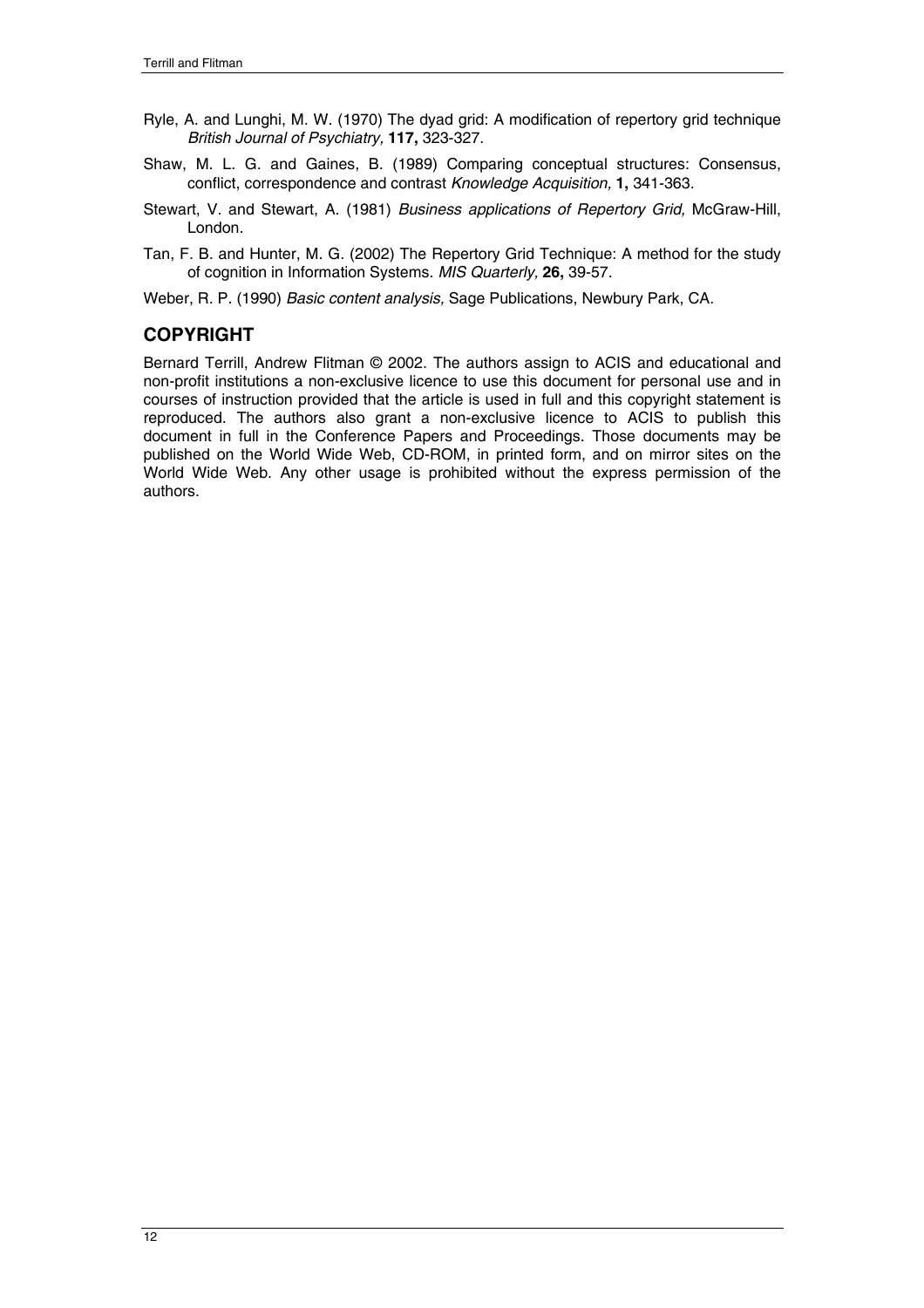Ryle, A. and Lunghi, M. W. (1970) The dyad grid: A modification of repertory grid technique *British Journal of Psychiatry,* **117,** 323-327.

Shaw, M. L. G. and Gaines, B. (1989) Comparing conceptual structures: Consensus, conflict, correspondence and contrast *Knowledge Acquisition,* **1,** 341-363.

Stewart, V. and Stewart, A. (1981) *Business applications of Repertory Grid,* McGraw-Hill, London.

Tan, F. B. and Hunter, M. G. (2002) The Repertory Grid Technique: A method for the study of cognition in Information Systems. *MIS Quarterly,* **26,** 39-57.

Weber, R. P. (1990) *Basic content analysis,* Sage Publications, Newbury Park, CA.

## COPYRIGHT

Bernard Terrill, Andrew Flitman © 2002. The authors assign to ACIS and educational and non-profit institutions a non-exclusive licence to use this document for personal use and in courses of instruction provided that the article is used in full and this copyright statement is reproduced. The authors also grant a non-exclusive licence to ACIS to publish this document in full in the Conference Papers and Proceedings. Those documents may be published on the World Wide Web, CD-ROM, in printed form, and on mirror sites on the World Wide Web. Any other usage is prohibited without the express permission of the authors.